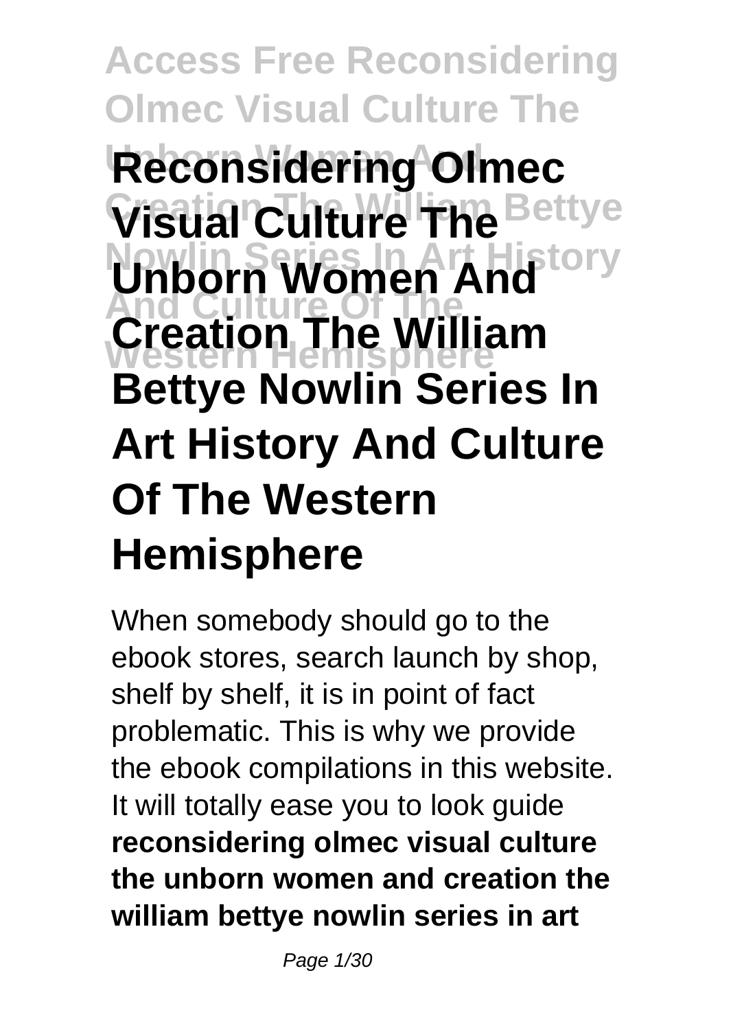# Access Free Reconsidering Olmec Visual Culture The Unborn Women And Creation The William Bettye Nowlin Series In Art History And Culture Of The Western Hemisphere

# Reconsidering Olmec Visual Culture The Unborn Women And Creation The William Bettye Nowlin Series In Art History And Culture Of The Western Hemisphere

When somebody should go to the ebook stores, search launch by shop, shelf by shelf, it is in point of fact problematic. This is why we provide the ebook compilations in this website. It will totally ease you to look guide **reconsidering olmec visual culture the unborn women and creation the william bettye nowlin series in art**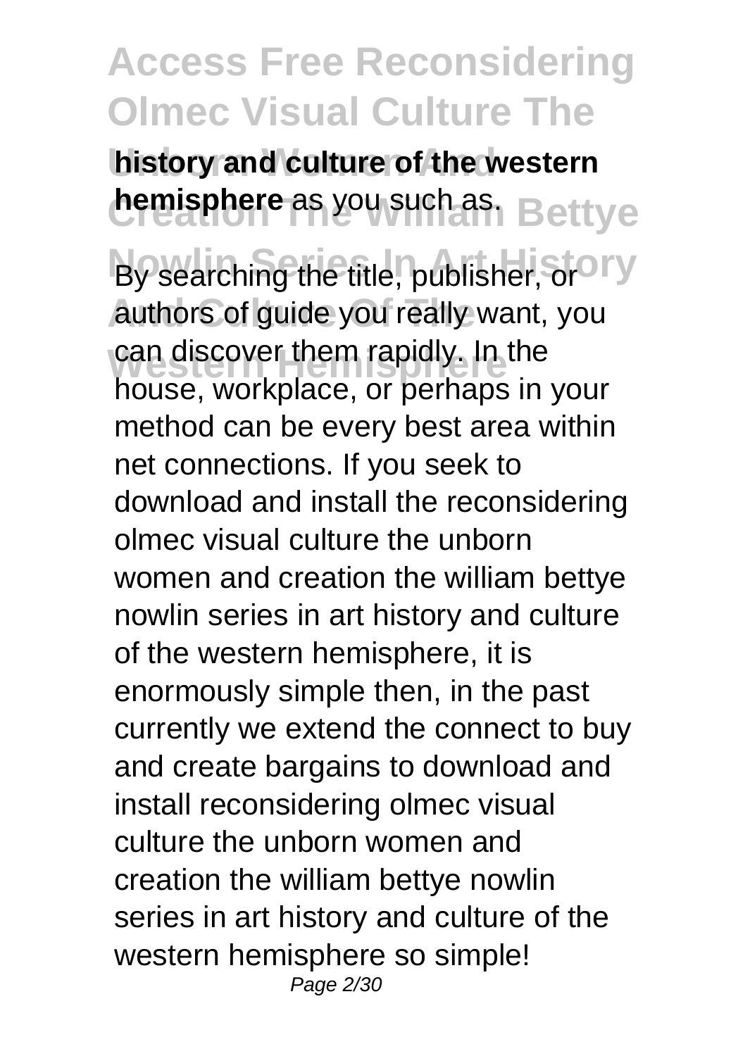**history and culture of the western hemisphere** as you such as.

By searching the title, publisher, or authors of guide you really want, you can discover them rapidly. In the house, workplace, or perhaps in your method can be every best area within net connections. If you seek to download and install the reconsidering olmec visual culture the unborn women and creation the william bettye nowlin series in art history and culture of the western hemisphere, it is enormously simple then, in the past currently we extend the connect to buy and create bargains to download and install reconsidering olmec visual culture the unborn women and creation the william bettye nowlin series in art history and culture of the western hemisphere so simple!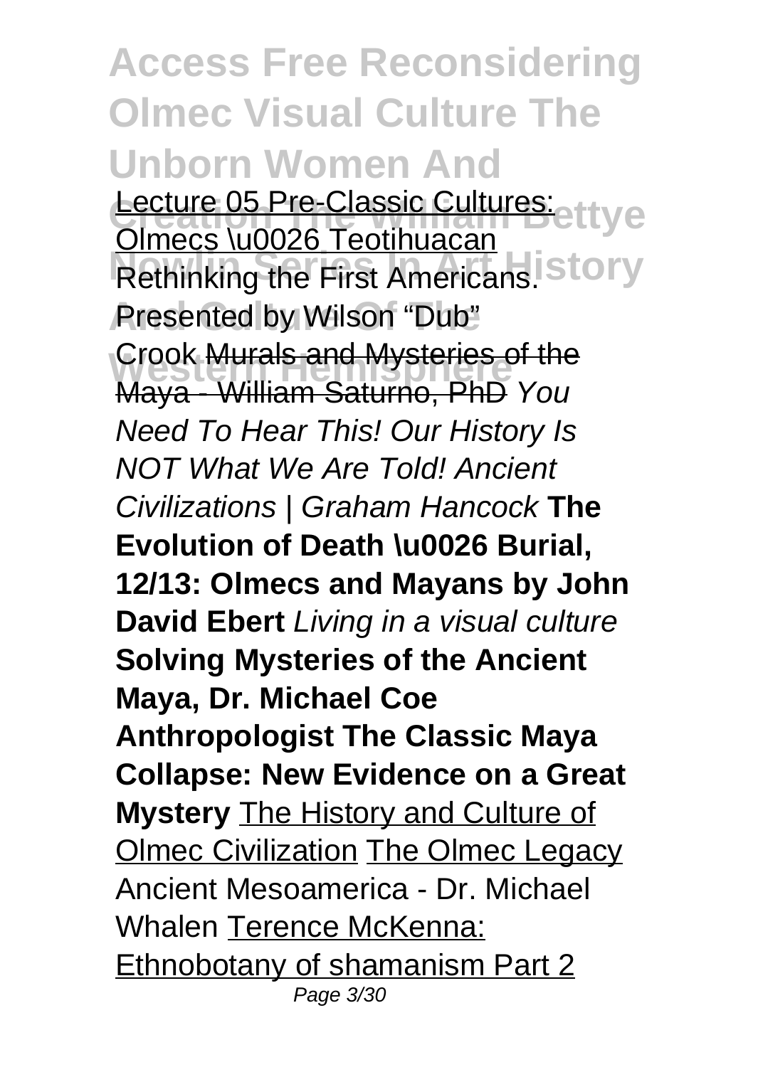# Access Free Reconsidering Olmec Visual Culture The Unborn Women And Creation The William Bettye Nowlin Series In Art History And Culture Of The Western Hemisphere

Lecture 05 Pre-Classic Cultures: Olmecs \u0026 Teotihuacan Rethinking the First Americans. Presented by Wilson "Dub" Crook Murals and Mysteries of the Maya - William Saturno, PhD *You Need To Hear This! Our History Is NOT What We Are Told! Ancient Civilizations | Graham Hancock* **The Evolution of Death \u0026 Burial, 12/13: Olmecs and Mayans by John David Ebert** *Living in a visual culture* **Solving Mysteries of the Ancient Maya, Dr. Michael Coe Anthropologist The Classic Maya Collapse: New Evidence on a Great Mystery** The History and Culture of Olmec Civilization The Olmec Legacy Ancient Mesoamerica - Dr. Michael Whalen Terence McKenna: Ethnobotany of shamanism Part 2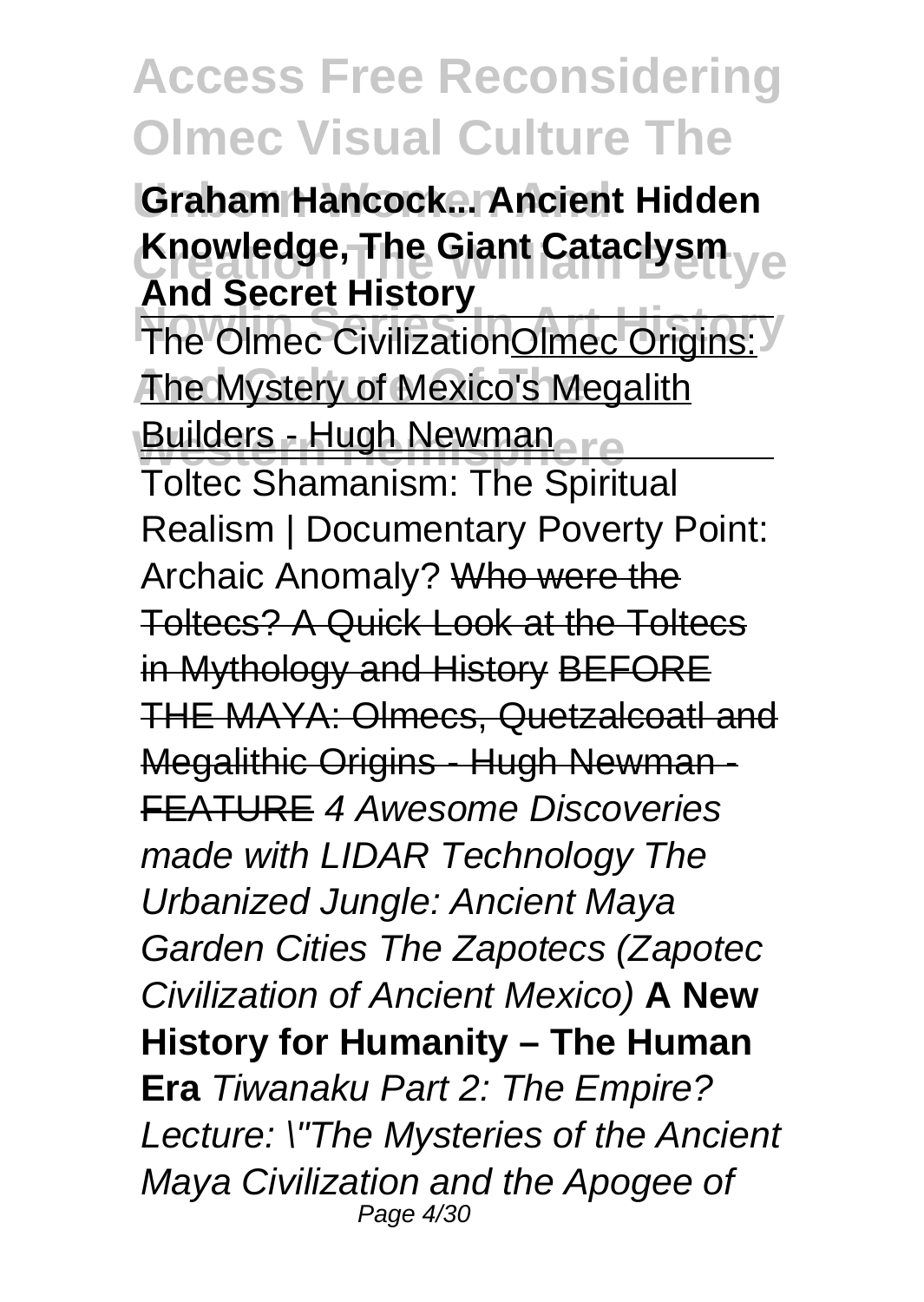**Graham Hancock... Ancient Hidden Knowledge, The Giant Cataclysm And Secret History**

The Olmec CivilizationOlmec Origins: The Mystery of Mexico's Megalith Builders - Hugh Newman

Toltec Shamanism: The Spiritual Realism | Documentary Poverty Point: Archaic Anomaly? ~~Who were the Toltecs? A Quick Look at the Toltecs in Mythology and History~~ ~~BEFORE THE MAYA: Olmecs, Quetzalcoatl and Megalithic Origins - Hugh Newman - FEATURE~~ *4 Awesome Discoveries made with LIDAR Technology The Urbanized Jungle: Ancient Maya Garden Cities The Zapotecs (Zapotec Civilization of Ancient Mexico)* **A New History for Humanity – The Human Era** *Tiwanaku Part 2: The Empire? Lecture: \"The Mysteries of the Ancient Maya Civilization and the Apogee of*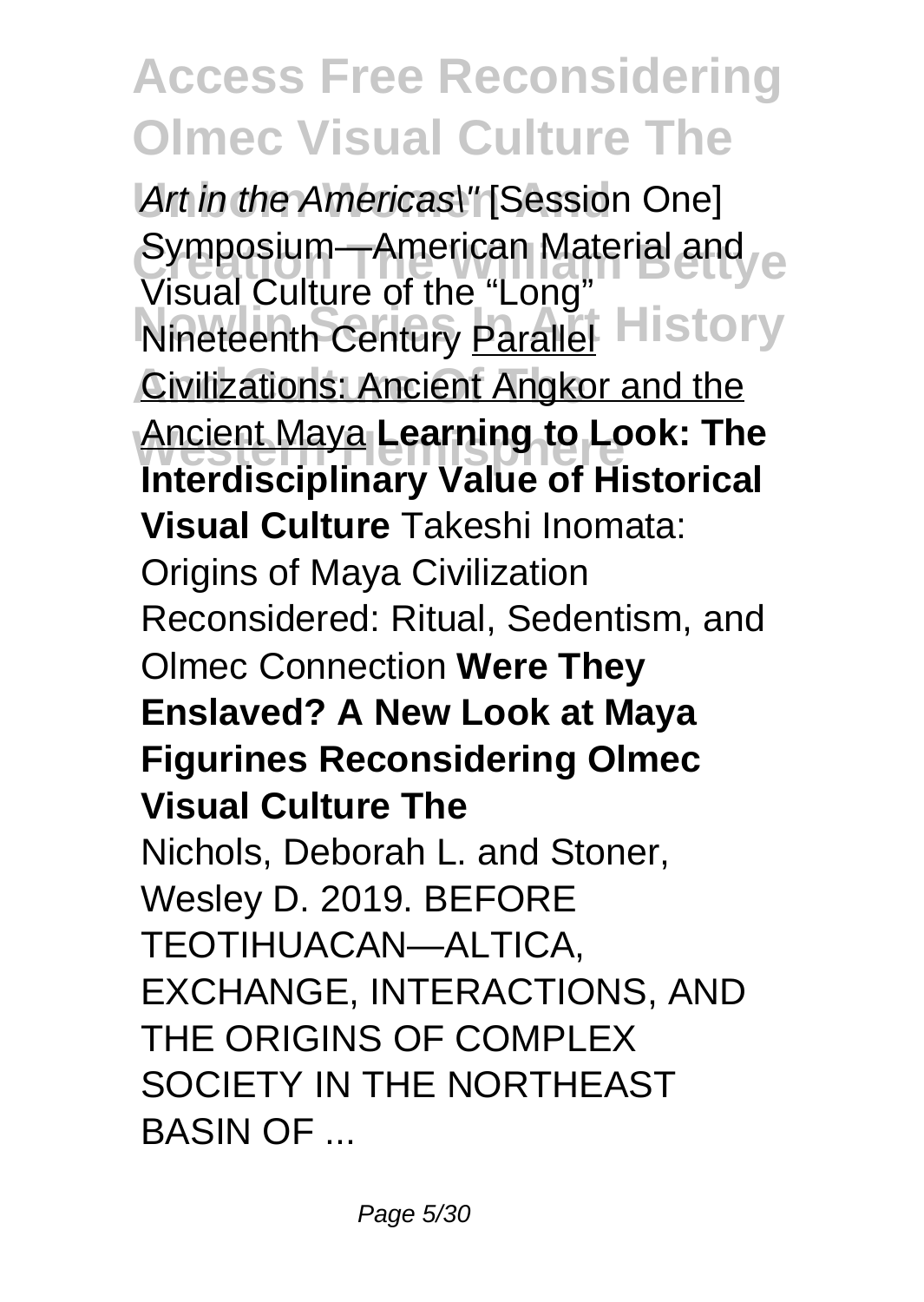*Art in the Americas\"* [Session One] Symposium—American Material and Visual Culture of the "Long" Nineteenth Century Parallel Civilizations: Ancient Angkor and the Ancient Maya **Learning to Look: The Interdisciplinary Value of Historical Visual Culture** Takeshi Inomata: Origins of Maya Civilization Reconsidered: Ritual, Sedentism, and Olmec Connection **Were They Enslaved? A New Look at Maya Figurines Reconsidering Olmec Visual Culture The**

Nichols, Deborah L. and Stoner, Wesley D. 2019. BEFORE TEOTIHUACAN—ALTICA, EXCHANGE, INTERACTIONS, AND THE ORIGINS OF COMPLEX SOCIETY IN THE NORTHEAST BASIN OF ...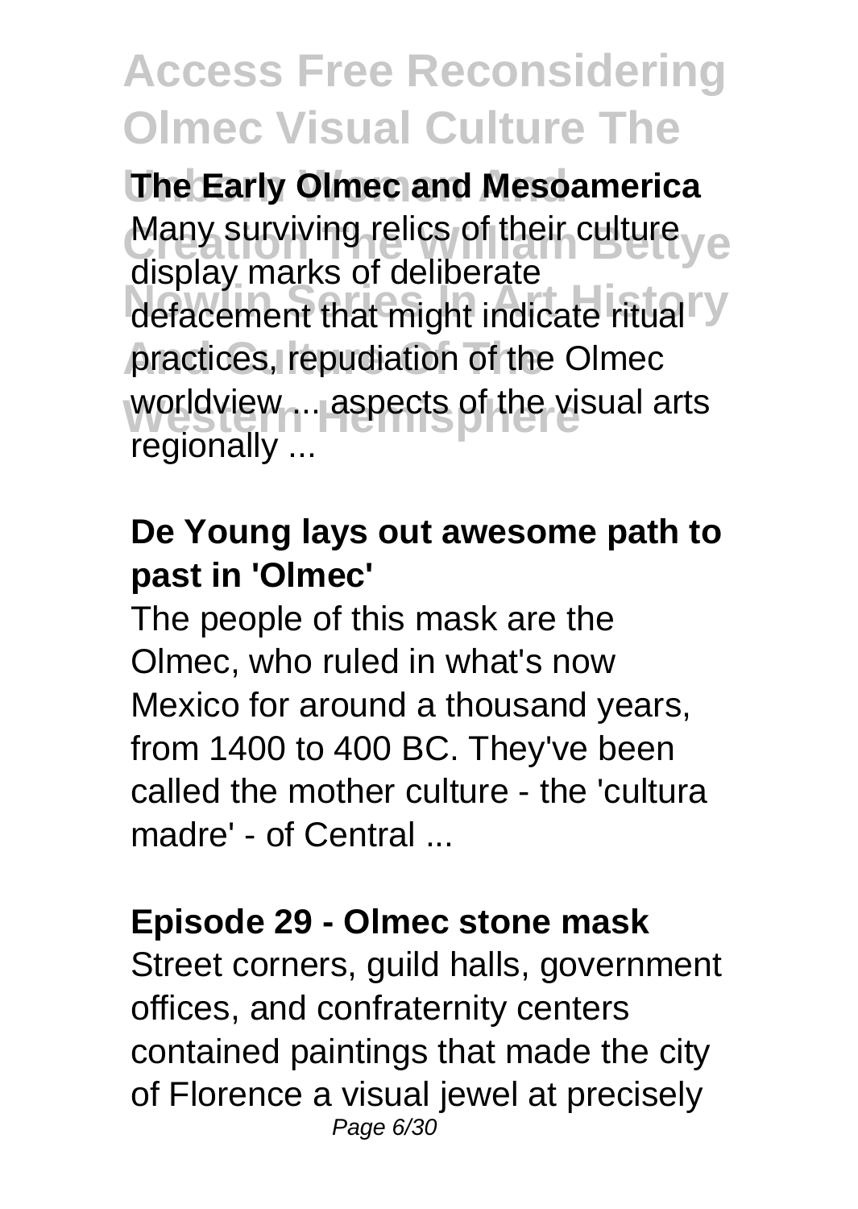### The Early Olmec and Mesoamerica

Many surviving relics of their culture display marks of deliberate defacement that might indicate ritual practices, repudiation of the Olmec worldview ... aspects of the visual arts regionally ...

### De Young lays out awesome path to past in 'Olmec'

The people of this mask are the Olmec, who ruled in what's now Mexico for around a thousand years, from 1400 to 400 BC. They've been called the mother culture - the 'cultura madre' - of Central ...

### Episode 29 - Olmec stone mask

Street corners, guild halls, government offices, and confraternity centers contained paintings that made the city of Florence a visual jewel at precisely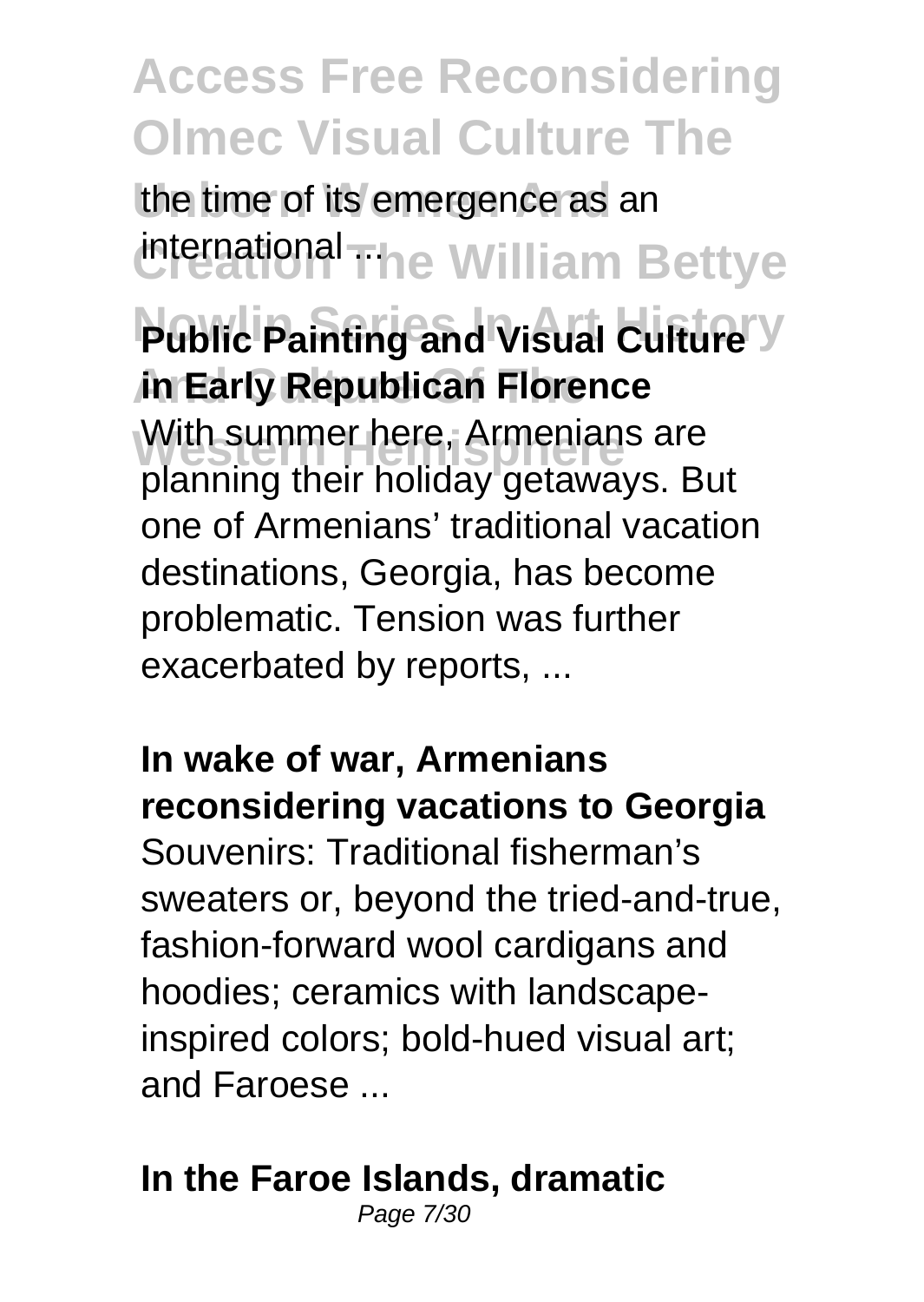the time of its emergence as an international ...

**Public Painting and Visual Culture in Early Republican Florence**

With summer here, Armenians are planning their holiday getaways. But one of Armenians' traditional vacation destinations, Georgia, has become problematic. Tension was further exacerbated by reports, ...

**In wake of war, Armenians reconsidering vacations to Georgia**

Souvenirs: Traditional fisherman's sweaters or, beyond the tried-and-true, fashion-forward wool cardigans and hoodies; ceramics with landscape-inspired colors; bold-hued visual art; and Faroese ...

**In the Faroe Islands, dramatic**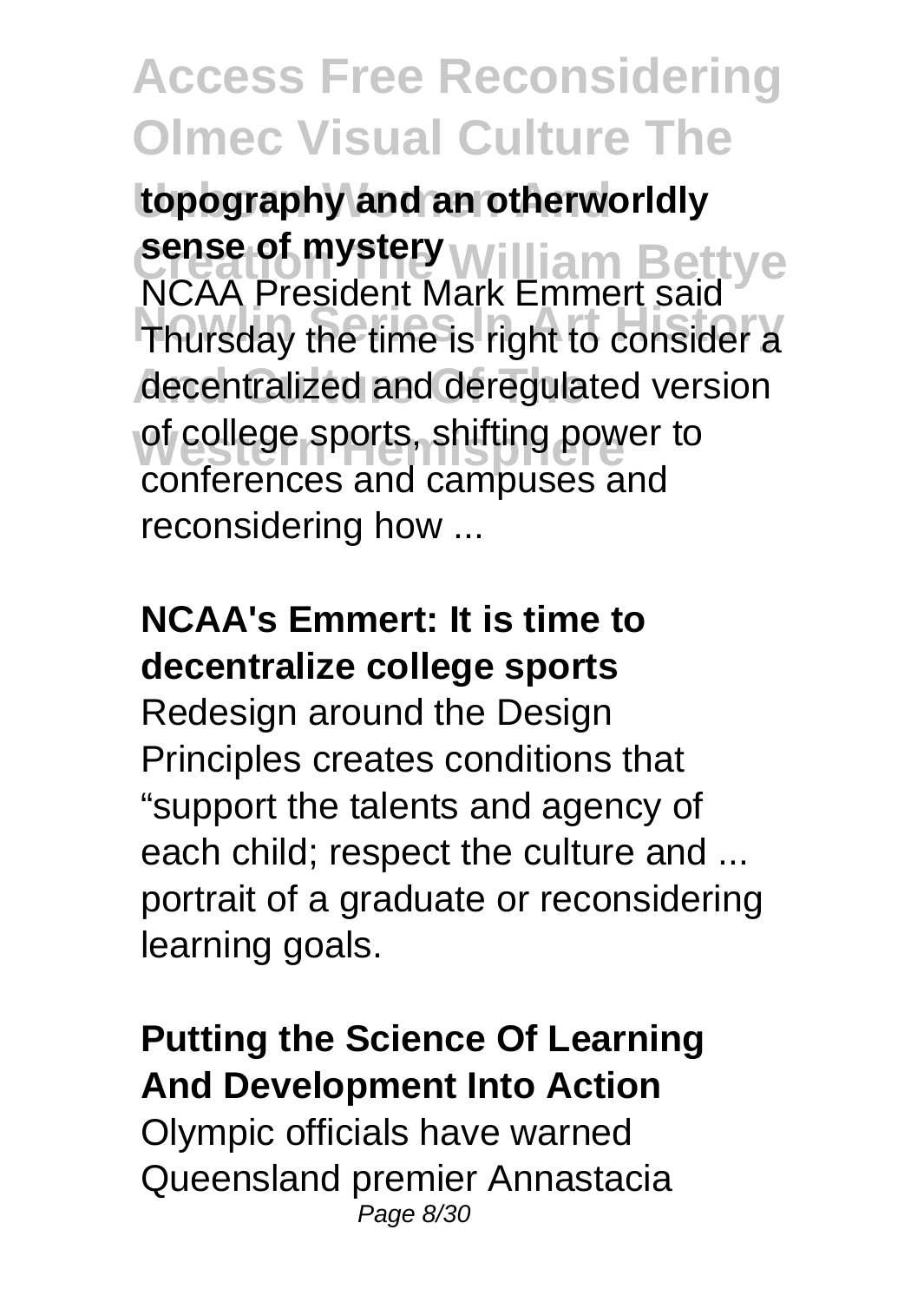**topography and an otherworldly sense of mystery**

NCAA President Mark Emmert said Thursday the time is right to consider a decentralized and deregulated version of college sports, shifting power to conferences and campuses and reconsidering how ...

**NCAA's Emmert: It is time to decentralize college sports**

Redesign around the Design Principles creates conditions that "support the talents and agency of each child; respect the culture and ... portrait of a graduate or reconsidering learning goals.

**Putting the Science Of Learning And Development Into Action**

Olympic officials have warned Queensland premier Annastacia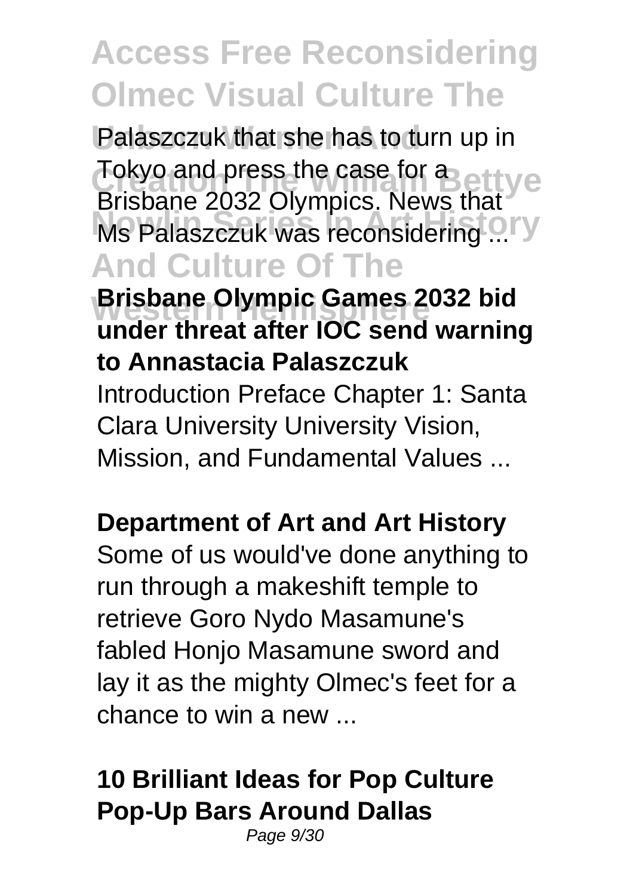Palaszczuk that she has to turn up in Tokyo and press the case for a Brisbane 2032 Olympics. News that Ms Palaszczuk was reconsidering ...

**Brisbane Olympic Games 2032 bid under threat after IOC send warning to Annastacia Palaszczuk**

Introduction Preface Chapter 1: Santa Clara University University Vision, Mission, and Fundamental Values ...

**Department of Art and Art History**

Some of us would've done anything to run through a makeshift temple to retrieve Goro Nydo Masamune's fabled Honjo Masamune sword and lay it as the mighty Olmec's feet for a chance to win a new ...

**10 Brilliant Ideas for Pop Culture Pop-Up Bars Around Dallas**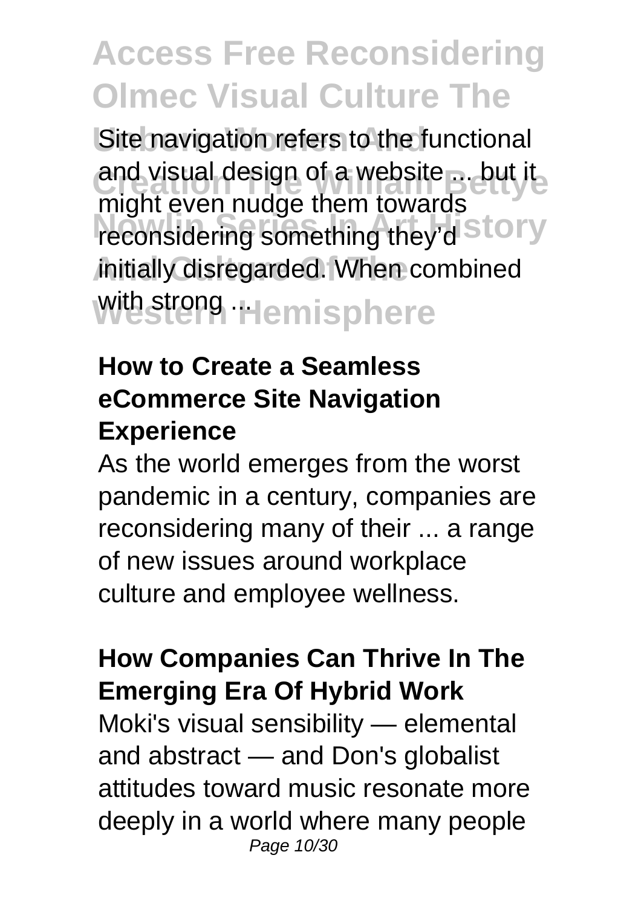Site navigation refers to the functional and visual design of a website ... but it might even nudge them towards reconsidering something they'd initially disregarded. When combined with strong ...

**How to Create a Seamless eCommerce Site Navigation Experience**

As the world emerges from the worst pandemic in a century, companies are reconsidering many of their ... a range of new issues around workplace culture and employee wellness.

**How Companies Can Thrive In The Emerging Era Of Hybrid Work**

Moki's visual sensibility — elemental and abstract — and Don's globalist attitudes toward music resonate more deeply in a world where many people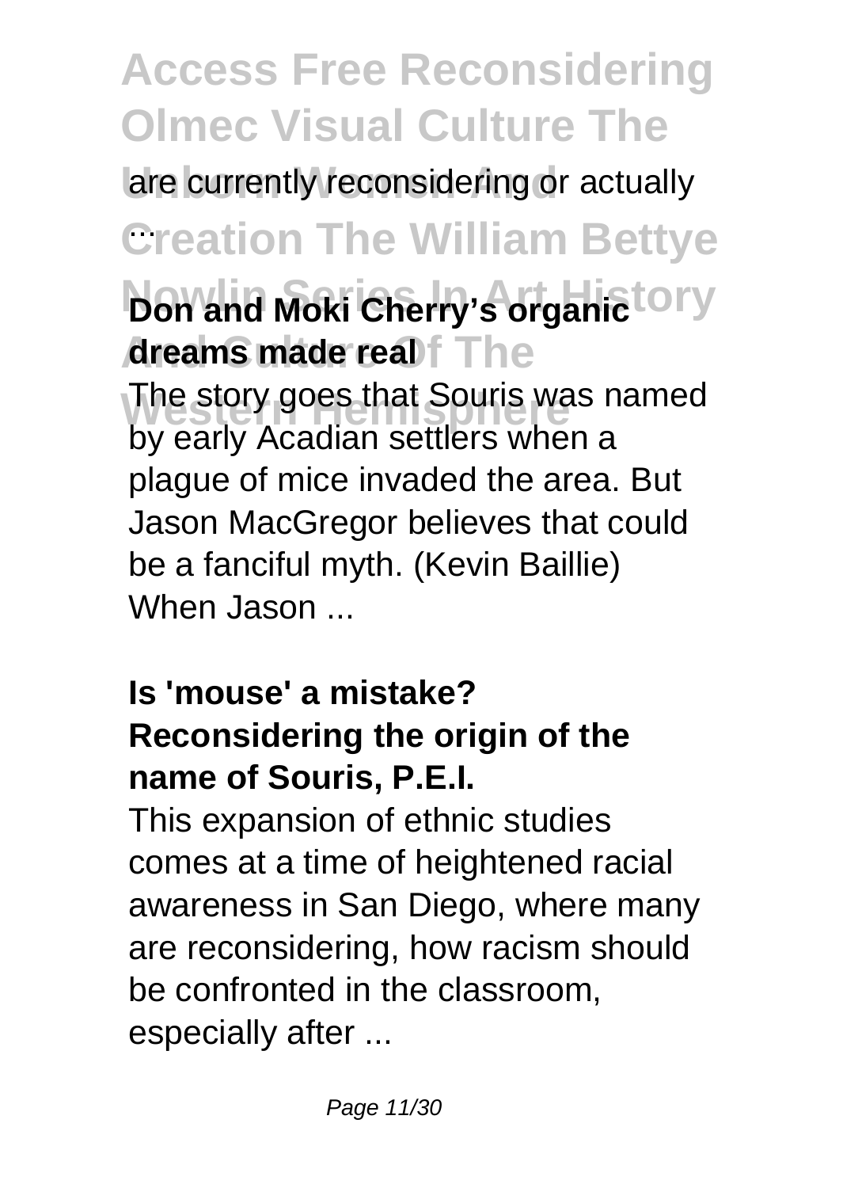are currently reconsidering or actually ...

**Don and Moki Cherry's organic dreams made real**

The story goes that Souris was named by early Acadian settlers when a plague of mice invaded the area. But Jason MacGregor believes that could be a fanciful myth. (Kevin Baillie) When Jason ...

**Is 'mouse' a mistake? Reconsidering the origin of the name of Souris, P.E.I.**

This expansion of ethnic studies comes at a time of heightened racial awareness in San Diego, where many are reconsidering, how racism should be confronted in the classroom, especially after ...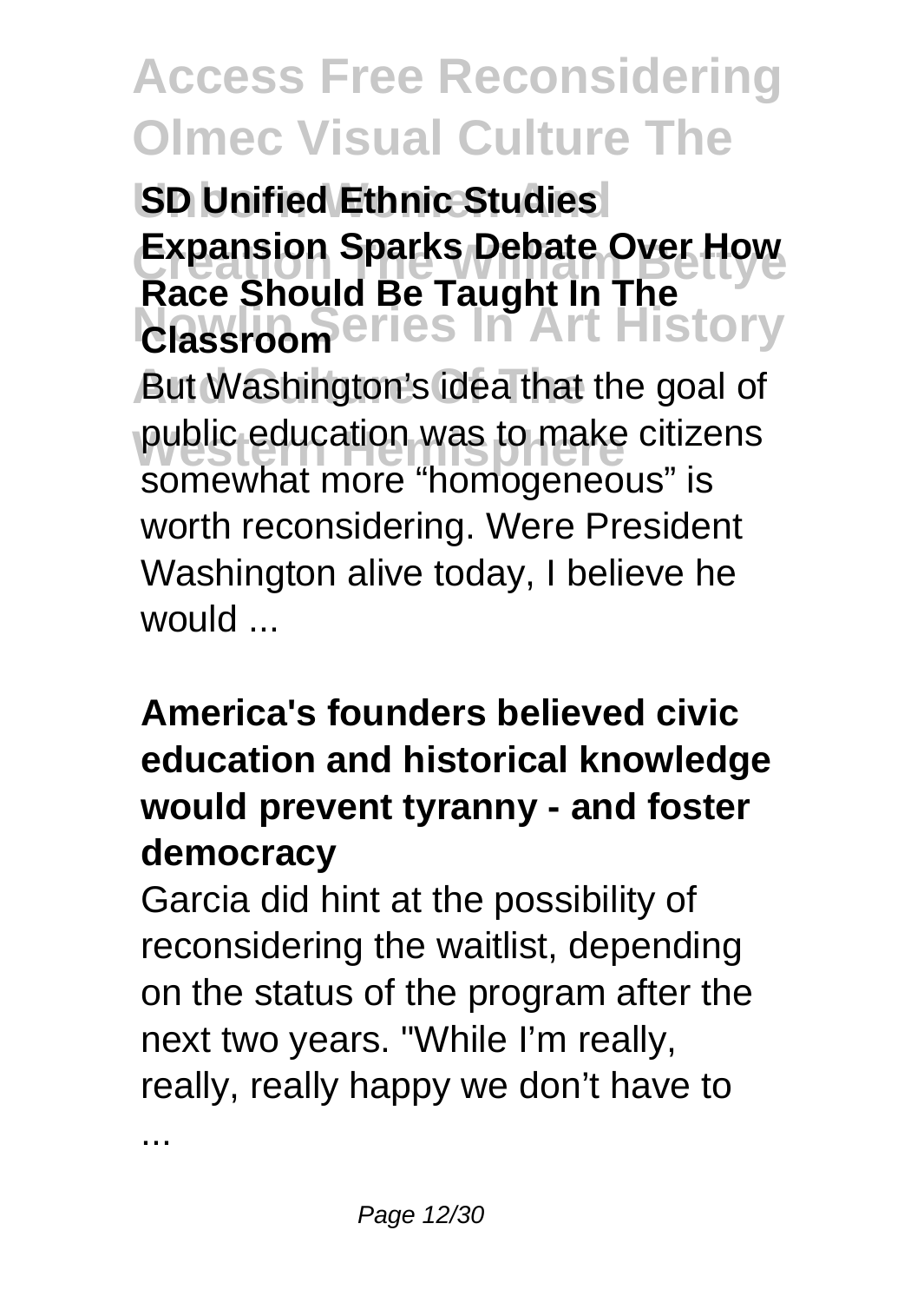**SD Unified Ethnic Studies Expansion Sparks Debate Over How Race Should Be Taught In The Classroom**

But Washington's idea that the goal of public education was to make citizens somewhat more "homogeneous" is worth reconsidering. Were President Washington alive today, I believe he would ...

**America's founders believed civic education and historical knowledge would prevent tyranny - and foster democracy**

Garcia did hint at the possibility of reconsidering the waitlist, depending on the status of the program after the next two years. "While I'm really, really, really happy we don't have to ...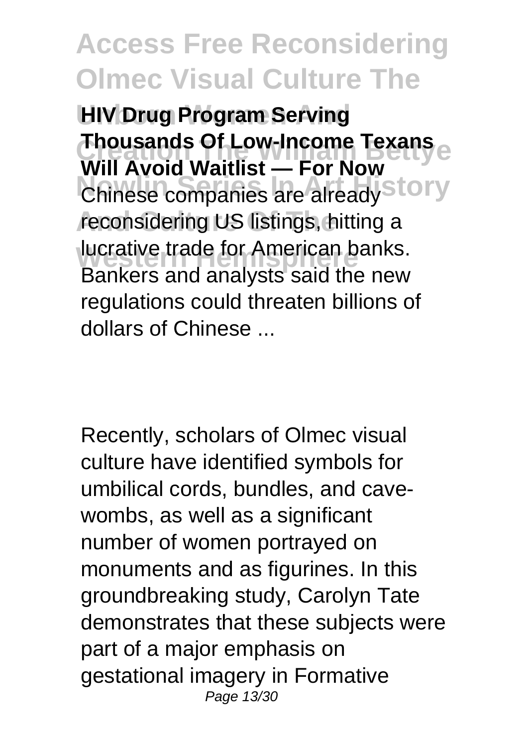**HIV Drug Program Serving Thousands Of Low-Income Texans Will Avoid Waitlist — For Now**

Chinese companies are already reconsidering US listings, hitting a lucrative trade for American banks. Bankers and analysts said the new regulations could threaten billions of dollars of Chinese ...

Recently, scholars of Olmec visual culture have identified symbols for umbilical cords, bundles, and cave-wombs, as well as a significant number of women portrayed on monuments and as figurines. In this groundbreaking study, Carolyn Tate demonstrates that these subjects were part of a major emphasis on gestational imagery in Formative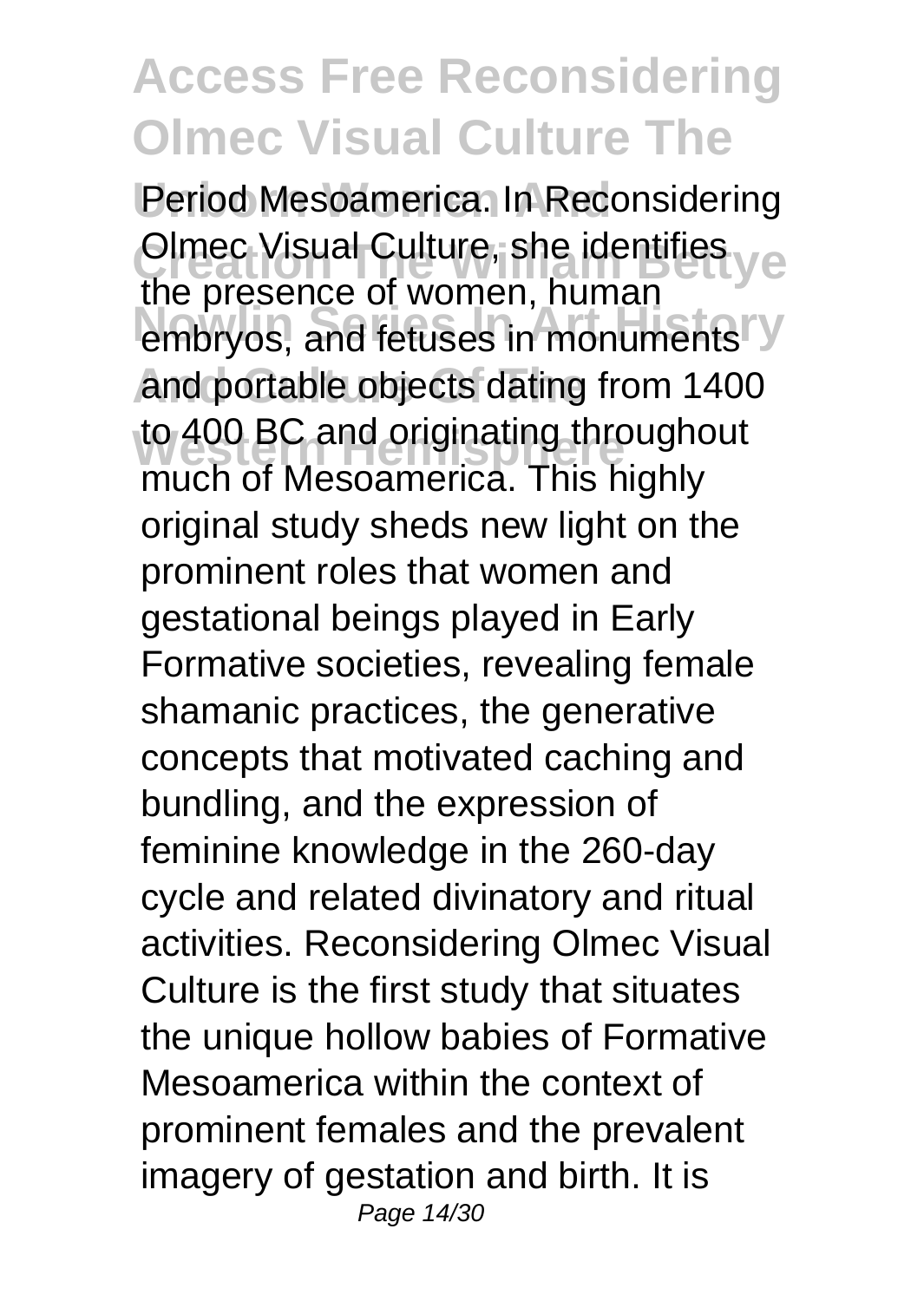Period Mesoamerica. In Reconsidering Olmec Visual Culture, she identifies the presence of women, human embryos, and fetuses in monuments and portable objects dating from 1400 to 400 BC and originating throughout much of Mesoamerica. This highly original study sheds new light on the prominent roles that women and gestational beings played in Early Formative societies, revealing female shamanic practices, the generative concepts that motivated caching and bundling, and the expression of feminine knowledge in the 260-day cycle and related divinatory and ritual activities. Reconsidering Olmec Visual Culture is the first study that situates the unique hollow babies of Formative Mesoamerica within the context of prominent females and the prevalent imagery of gestation and birth. It is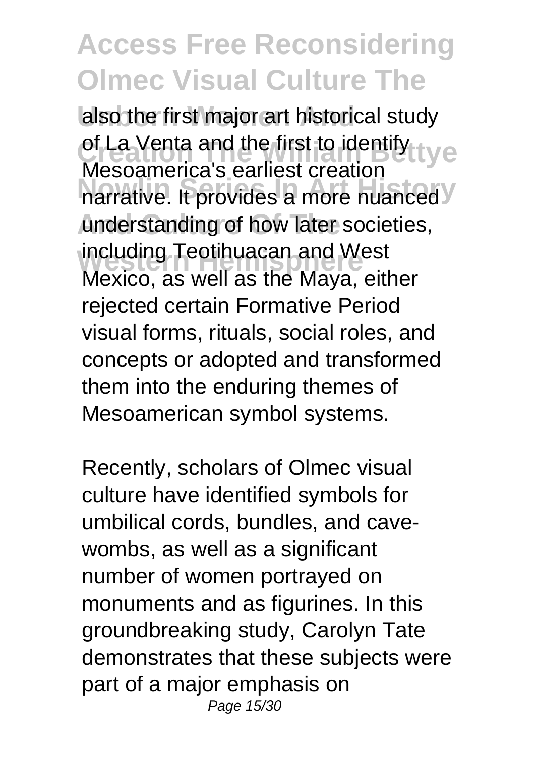also the first major art historical study of La Venta and the first to identify Mesoamerica's earliest creation narrative. It provides a more nuanced understanding of how later societies, including Teotihuacan and West Mexico, as well as the Maya, either rejected certain Formative Period visual forms, rituals, social roles, and concepts or adopted and transformed them into the enduring themes of Mesoamerican symbol systems.

Recently, scholars of Olmec visual culture have identified symbols for umbilical cords, bundles, and cave-wombs, as well as a significant number of women portrayed on monuments and as figurines. In this groundbreaking study, Carolyn Tate demonstrates that these subjects were part of a major emphasis on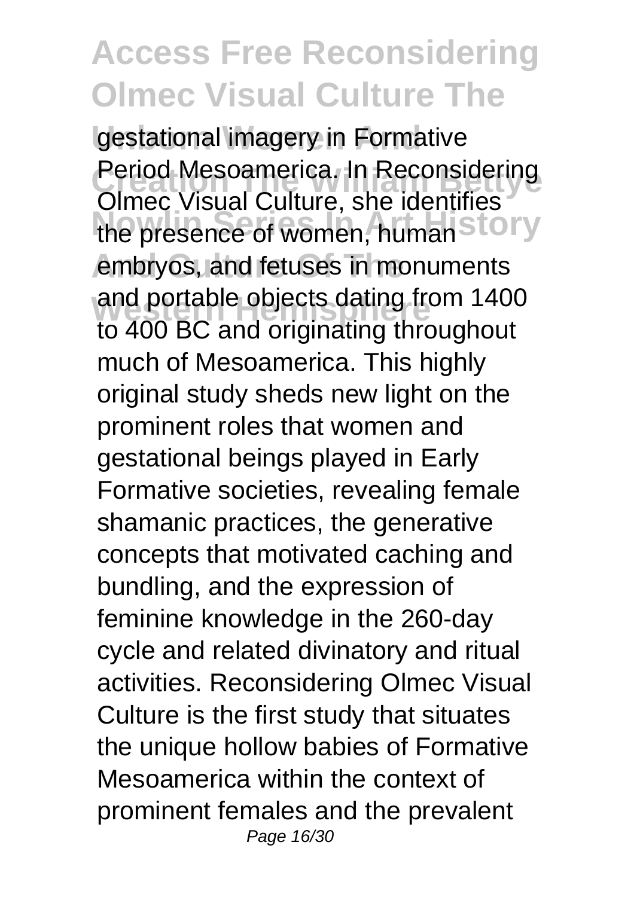gestational imagery in Formative Period Mesoamerica. In Reconsidering Olmec Visual Culture, she identifies the presence of women, human embryos, and fetuses in monuments and portable objects dating from 1400 to 400 BC and originating throughout much of Mesoamerica. This highly original study sheds new light on the prominent roles that women and gestational beings played in Early Formative societies, revealing female shamanic practices, the generative concepts that motivated caching and bundling, and the expression of feminine knowledge in the 260-day cycle and related divinatory and ritual activities. Reconsidering Olmec Visual Culture is the first study that situates the unique hollow babies of Formative Mesoamerica within the context of prominent females and the prevalent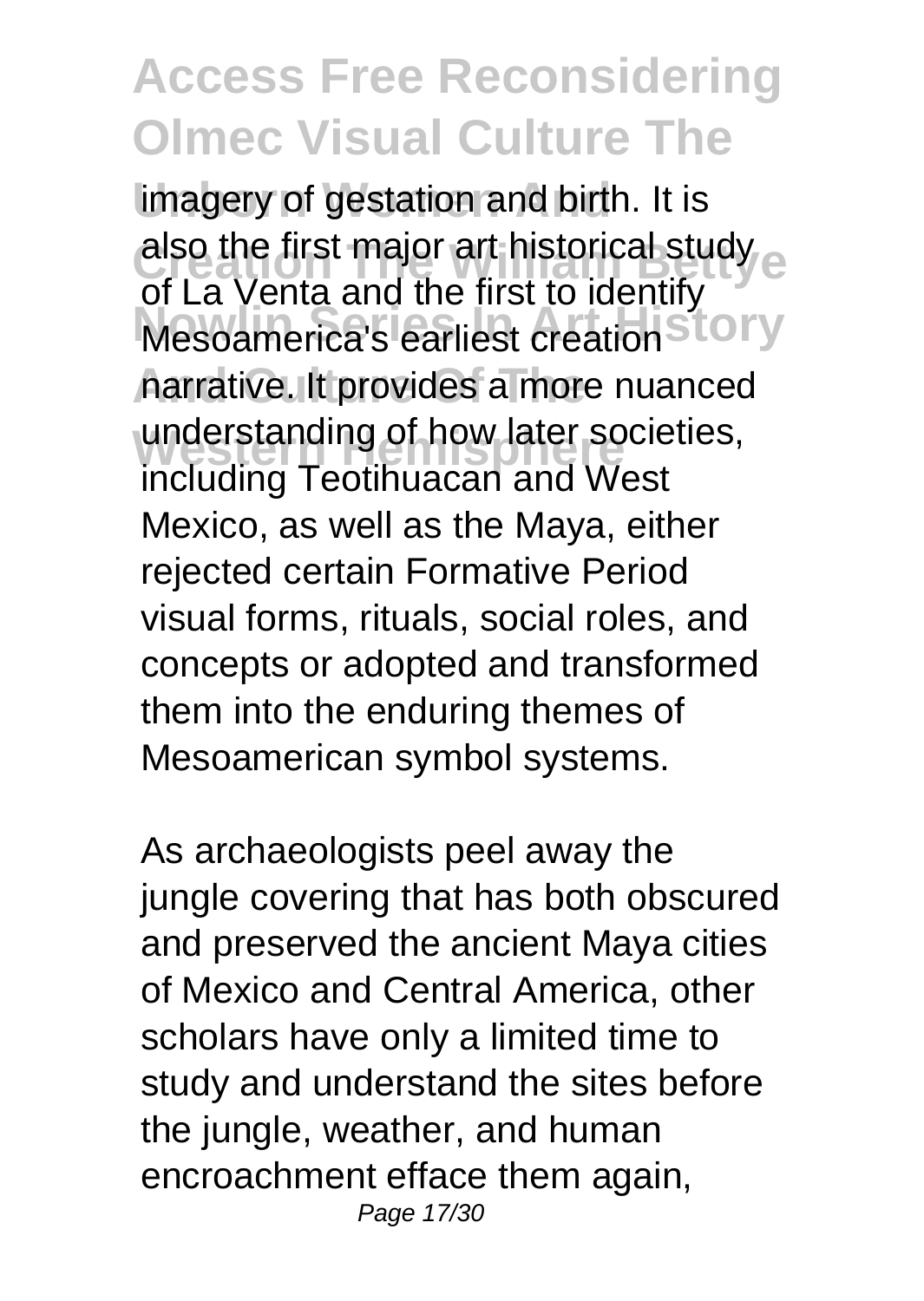imagery of gestation and birth. It is also the first major art historical study of La Venta and the first to identify Mesoamerica's earliest creation narrative. It provides a more nuanced understanding of how later societies, including Teotihuacan and West Mexico, as well as the Maya, either rejected certain Formative Period visual forms, rituals, social roles, and concepts or adopted and transformed them into the enduring themes of Mesoamerican symbol systems.

As archaeologists peel away the jungle covering that has both obscured and preserved the ancient Maya cities of Mexico and Central America, other scholars have only a limited time to study and understand the sites before the jungle, weather, and human encroachment efface them again,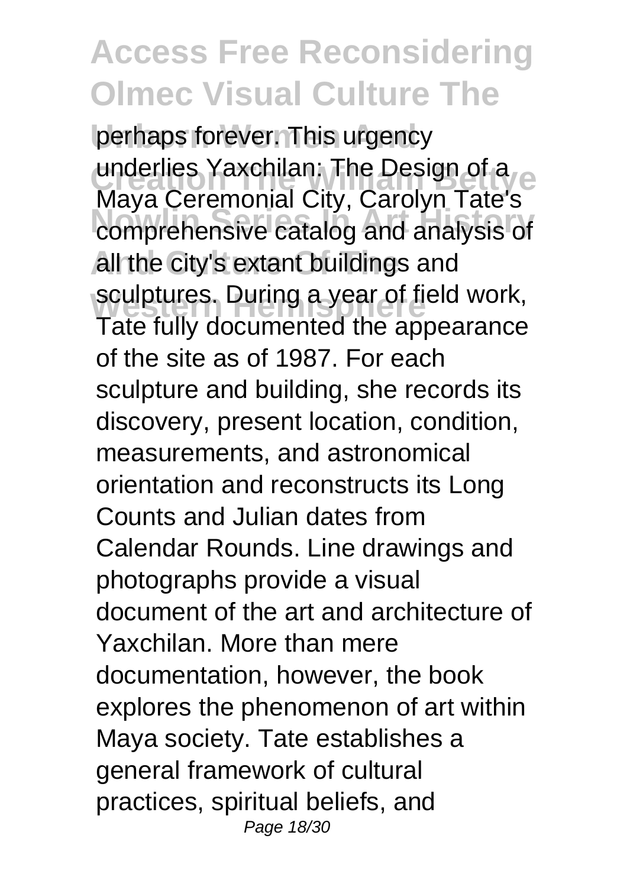perhaps forever. This urgency underlies Yaxchilan: The Design of a Maya Ceremonial City, Carolyn Tate's comprehensive catalog and analysis of all the city's extant buildings and sculptures. During a year of field work, Tate fully documented the appearance of the site as of 1987. For each sculpture and building, she records its discovery, present location, condition, measurements, and astronomical orientation and reconstructs its Long Counts and Julian dates from Calendar Rounds. Line drawings and photographs provide a visual document of the art and architecture of Yaxchilan. More than mere documentation, however, the book explores the phenomenon of art within Maya society. Tate establishes a general framework of cultural practices, spiritual beliefs, and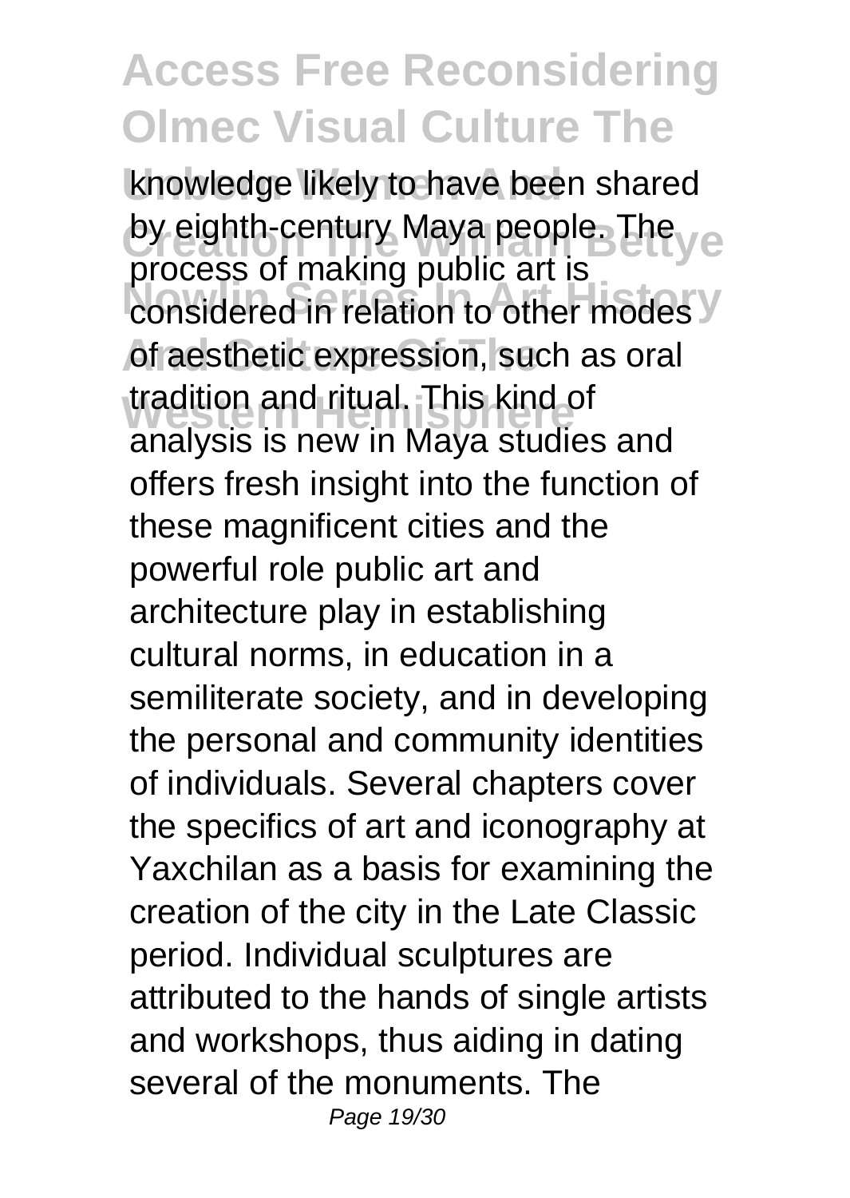knowledge likely to have been shared by eighth-century Maya people. The process of making public art is considered in relation to other modes of aesthetic expression, such as oral tradition and ritual. This kind of analysis is new in Maya studies and offers fresh insight into the function of these magnificent cities and the powerful role public art and architecture play in establishing cultural norms, in education in a semiliterate society, and in developing the personal and community identities of individuals. Several chapters cover the specifics of art and iconography at Yaxchilan as a basis for examining the creation of the city in the Late Classic period. Individual sculptures are attributed to the hands of single artists and workshops, thus aiding in dating several of the monuments. The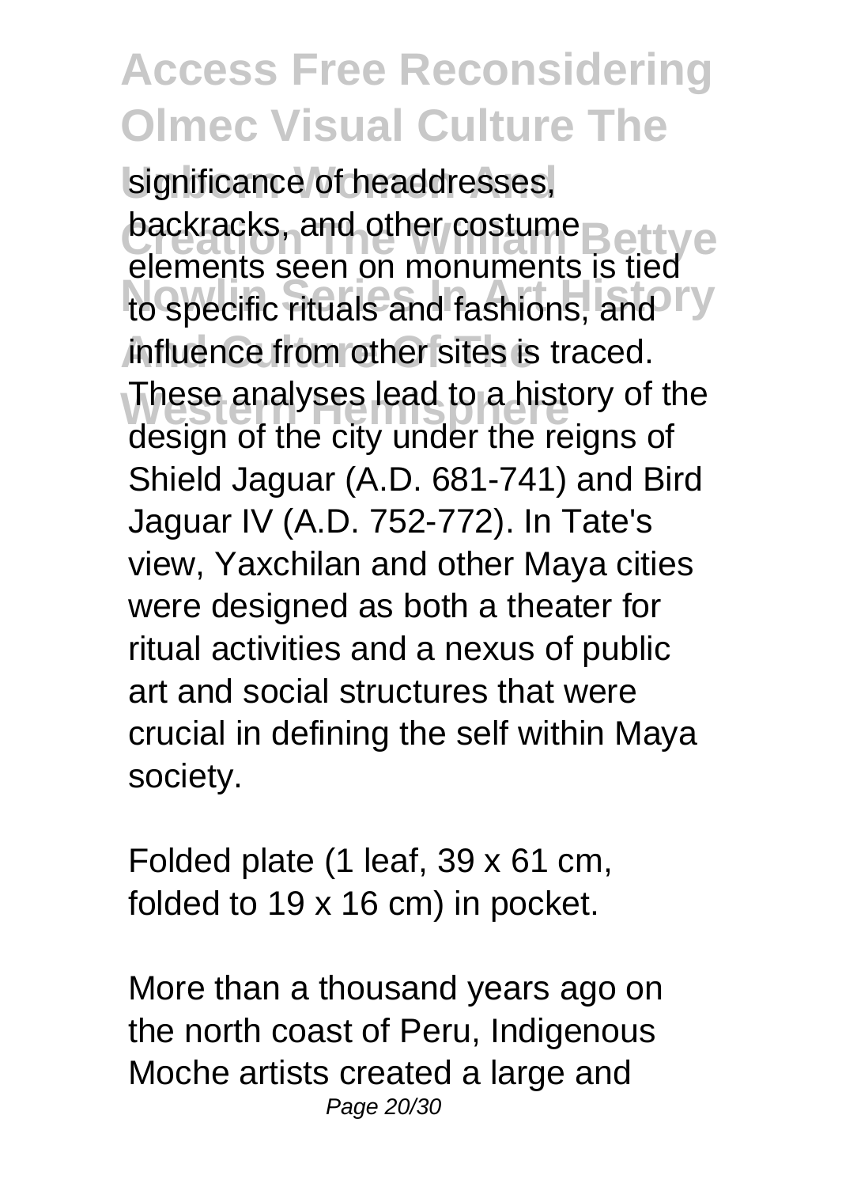significance of headdresses, backracks, and other costume elements seen on monuments is tied to specific rituals and fashions, and influence from other sites is traced. These analyses lead to a history of the design of the city under the reigns of Shield Jaguar (A.D. 681-741) and Bird Jaguar IV (A.D. 752-772). In Tate's view, Yaxchilan and other Maya cities were designed as both a theater for ritual activities and a nexus of public art and social structures that were crucial in defining the self within Maya society.

Folded plate (1 leaf, 39 x 61 cm, folded to 19 x 16 cm) in pocket.

More than a thousand years ago on the north coast of Peru, Indigenous Moche artists created a large and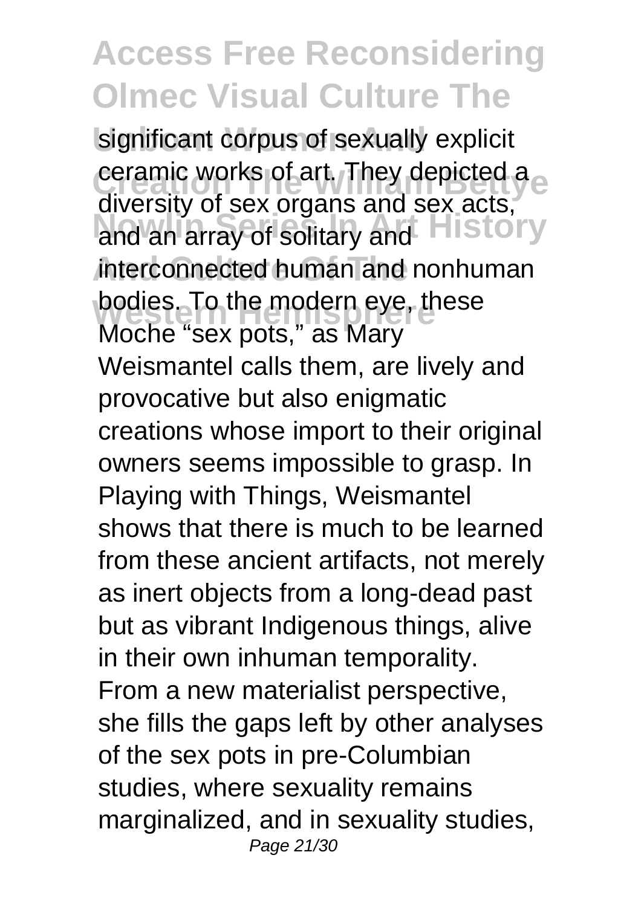significant corpus of sexually explicit ceramic works of art. They depicted a diversity of sex organs and sex acts, and an array of solitary and interconnected human and nonhuman bodies. To the modern eye, these Moche "sex pots," as Mary Weismantel calls them, are lively and provocative but also enigmatic creations whose import to their original owners seems impossible to grasp. In Playing with Things, Weismantel shows that there is much to be learned from these ancient artifacts, not merely as inert objects from a long-dead past but as vibrant Indigenous things, alive in their own inhuman temporality. From a new materialist perspective, she fills the gaps left by other analyses of the sex pots in pre-Columbian studies, where sexuality remains marginalized, and in sexuality studies,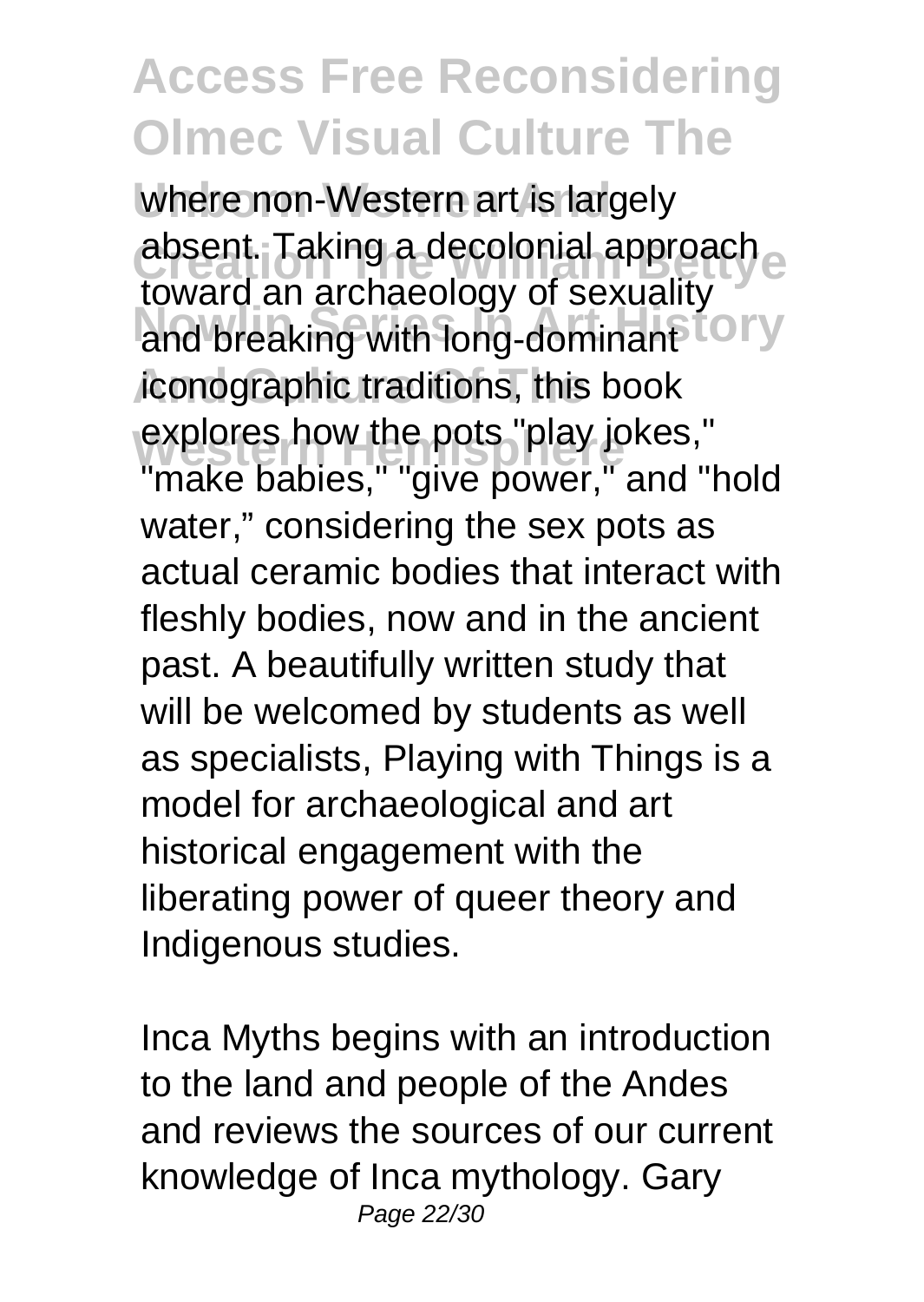where non-Western art is largely absent. Taking a decolonial approach toward an archaeology of sexuality and breaking with long-dominant iconographic traditions, this book explores how the pots "play jokes," "make babies," "give power," and "hold water," considering the sex pots as actual ceramic bodies that interact with fleshly bodies, now and in the ancient past. A beautifully written study that will be welcomed by students as well as specialists, Playing with Things is a model for archaeological and art historical engagement with the liberating power of queer theory and Indigenous studies.

Inca Myths begins with an introduction to the land and people of the Andes and reviews the sources of our current knowledge of Inca mythology. Gary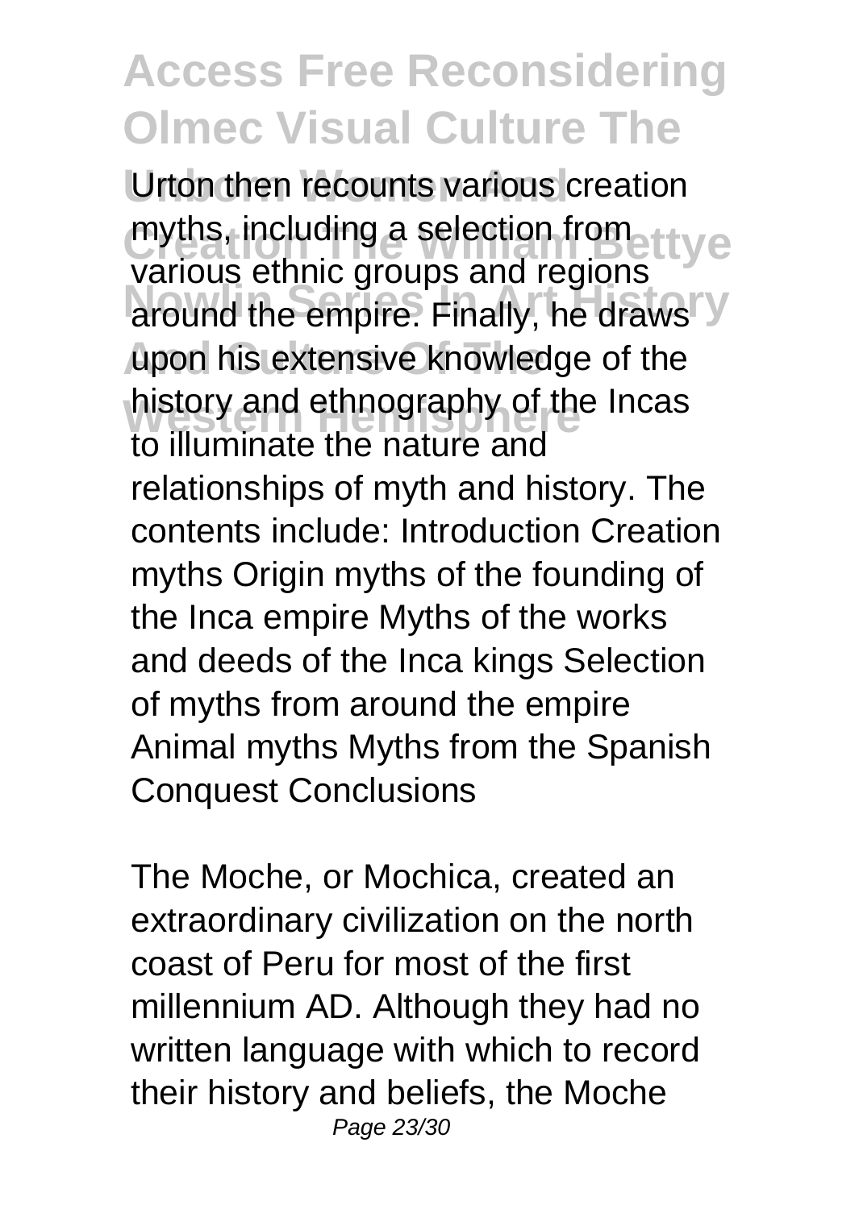Urton then recounts various creation myths, including a selection from various ethnic groups and regions around the empire. Finally, he draws upon his extensive knowledge of the history and ethnography of the Incas to illuminate the nature and relationships of myth and history. The contents include: Introduction Creation myths Origin myths of the founding of the Inca empire Myths of the works and deeds of the Inca kings Selection of myths from around the empire Animal myths Myths from the Spanish Conquest Conclusions

The Moche, or Mochica, created an extraordinary civilization on the north coast of Peru for most of the first millennium AD. Although they had no written language with which to record their history and beliefs, the Moche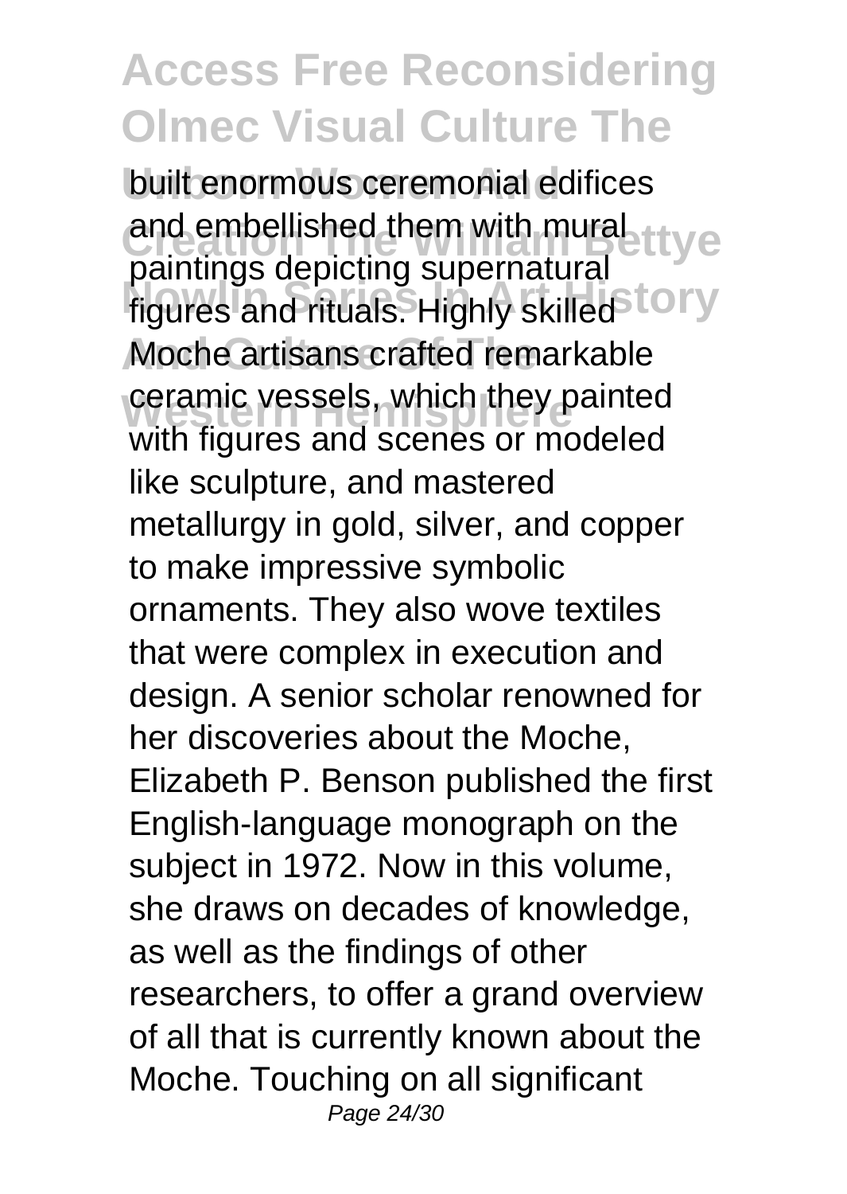built enormous ceremonial edifices and embellished them with mural paintings depicting supernatural figures and rituals. Highly skilled Moche artisans crafted remarkable ceramic vessels, which they painted with figures and scenes or modeled like sculpture, and mastered metallurgy in gold, silver, and copper to make impressive symbolic ornaments. They also wove textiles that were complex in execution and design. A senior scholar renowned for her discoveries about the Moche, Elizabeth P. Benson published the first English-language monograph on the subject in 1972. Now in this volume, she draws on decades of knowledge, as well as the findings of other researchers, to offer a grand overview of all that is currently known about the Moche. Touching on all significant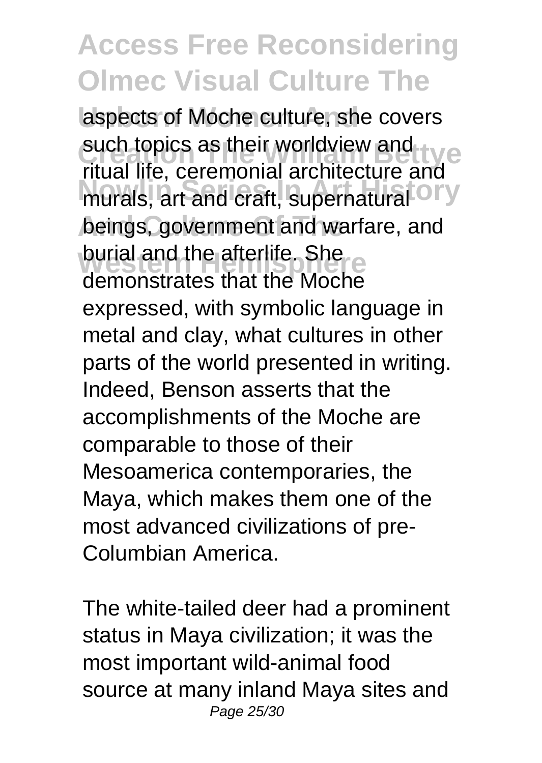aspects of Moche culture, she covers such topics as their worldview and ritual life, ceremonial architecture and murals, art and craft, supernatural beings, government and warfare, and burial and the afterlife. She demonstrates that the Moche expressed, with symbolic language in metal and clay, what cultures in other parts of the world presented in writing. Indeed, Benson asserts that the accomplishments of the Moche are comparable to those of their Mesoamerica contemporaries, the Maya, which makes them one of the most advanced civilizations of pre-Columbian America.

The white-tailed deer had a prominent status in Maya civilization; it was the most important wild-animal food source at many inland Maya sites and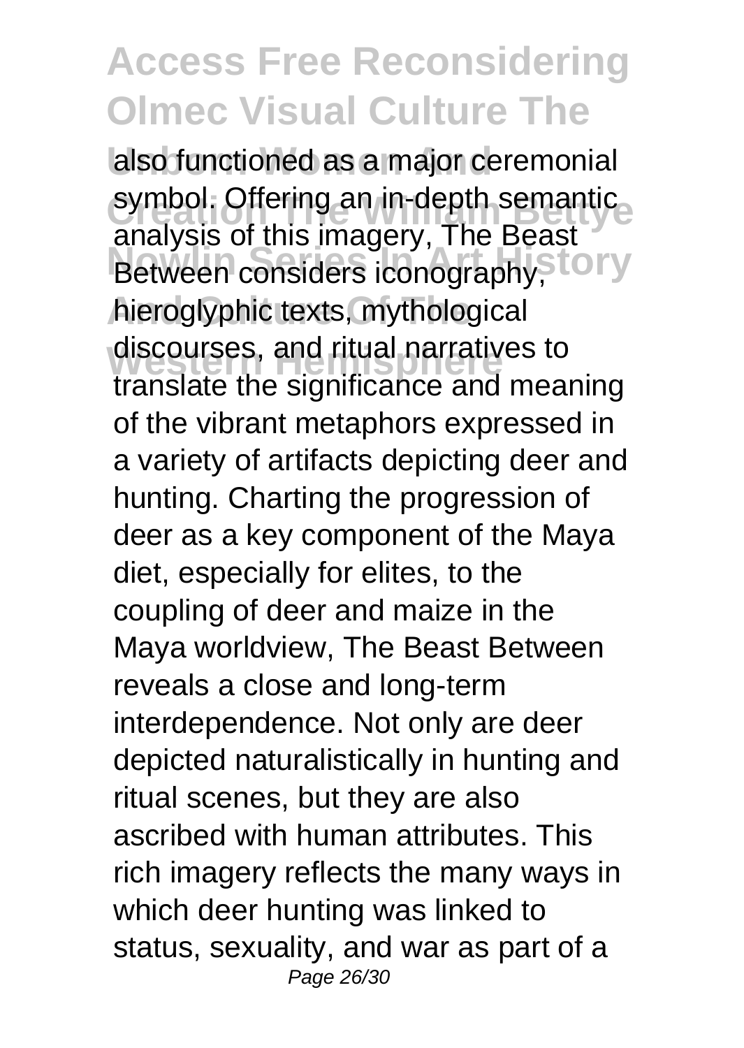also functioned as a major ceremonial symbol. Offering an in-depth semantic analysis of this imagery, The Beast Between considers iconography, hieroglyphic texts, mythological discourses, and ritual narratives to translate the significance and meaning of the vibrant metaphors expressed in a variety of artifacts depicting deer and hunting. Charting the progression of deer as a key component of the Maya diet, especially for elites, to the coupling of deer and maize in the Maya worldview, The Beast Between reveals a close and long-term interdependence. Not only are deer depicted naturalistically in hunting and ritual scenes, but they are also ascribed with human attributes. This rich imagery reflects the many ways in which deer hunting was linked to status, sexuality, and war as part of a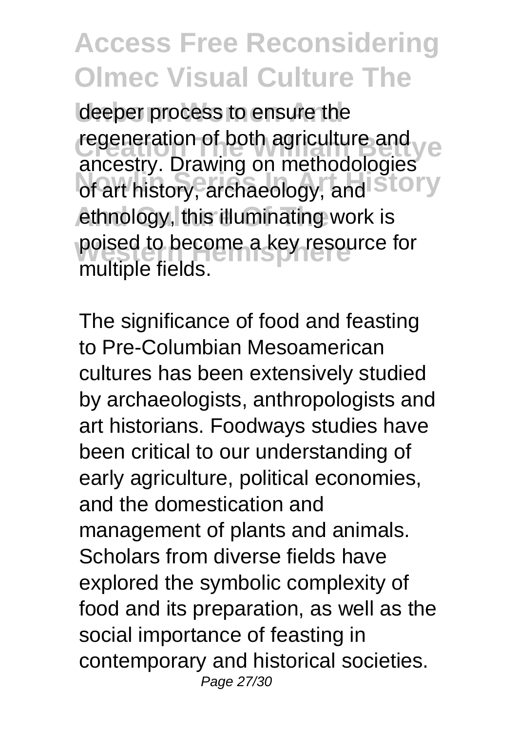deeper process to ensure the regeneration of both agriculture and ancestry. Drawing on methodologies of art history, archaeology, and ethnology, this illuminating work is poised to become a key resource for multiple fields.

The significance of food and feasting to Pre-Columbian Mesoamerican cultures has been extensively studied by archaeologists, anthropologists and art historians. Foodways studies have been critical to our understanding of early agriculture, political economies, and the domestication and management of plants and animals. Scholars from diverse fields have explored the symbolic complexity of food and its preparation, as well as the social importance of feasting in contemporary and historical societies.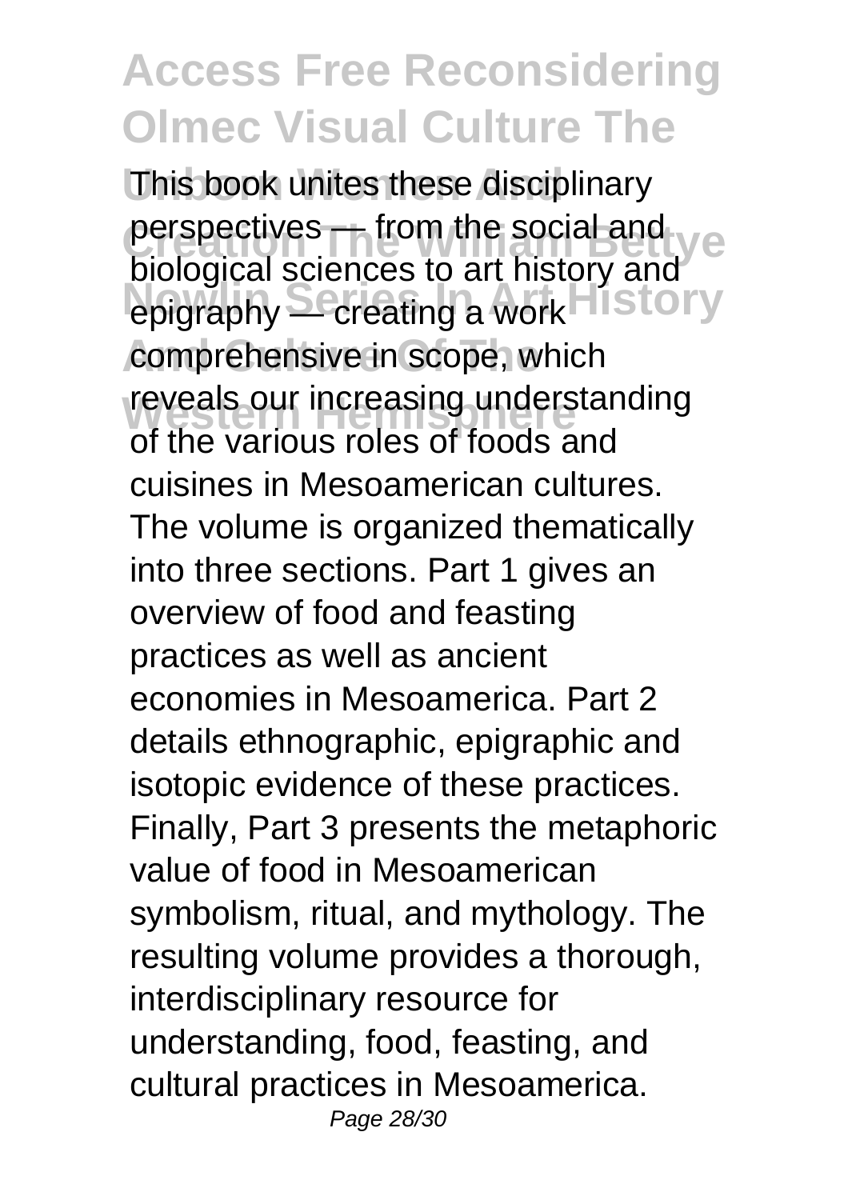This book unites these disciplinary perspectives — from the social and biological sciences to art history and epigraphy — creating a work comprehensive in scope, which reveals our increasing understanding of the various roles of foods and cuisines in Mesoamerican cultures. The volume is organized thematically into three sections. Part 1 gives an overview of food and feasting practices as well as ancient economies in Mesoamerica. Part 2 details ethnographic, epigraphic and isotopic evidence of these practices. Finally, Part 3 presents the metaphoric value of food in Mesoamerican symbolism, ritual, and mythology. The resulting volume provides a thorough, interdisciplinary resource for understanding, food, feasting, and cultural practices in Mesoamerica.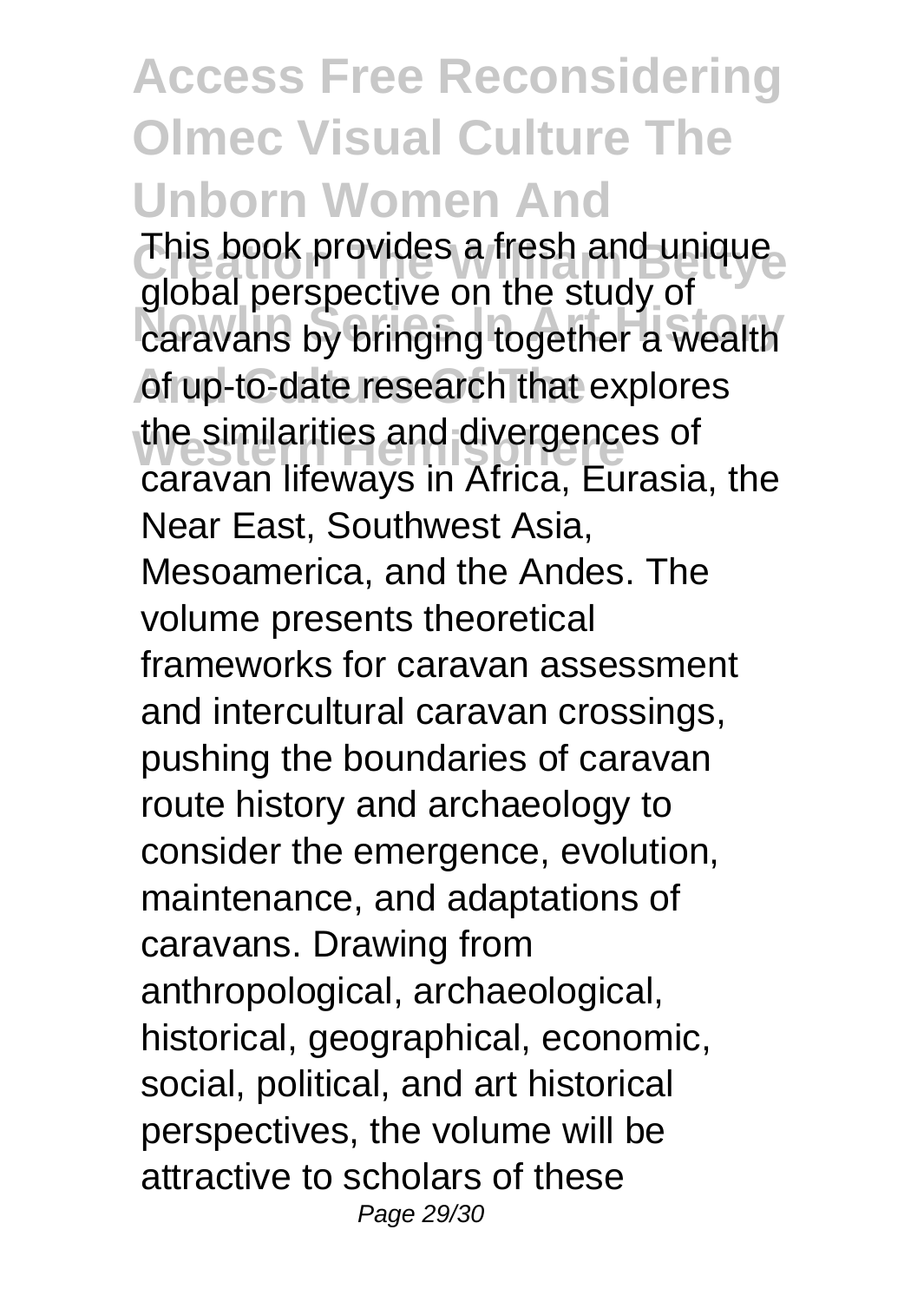# Access Free Reconsidering Olmec Visual Culture The Unborn Women And Creation The William Bettye Nowlin Series In Art History And Culture Of The Western Hemisphere

This book provides a fresh and unique global perspective on the study of caravans by bringing together a wealth of up-to-date research that explores the similarities and divergences of caravan lifeways in Africa, Eurasia, the Near East, Southwest Asia, Mesoamerica, and the Andes. The volume presents theoretical frameworks for caravan assessment and intercultural caravan crossings, pushing the boundaries of caravan route history and archaeology to consider the emergence, evolution, maintenance, and adaptations of caravans. Drawing from anthropological, archaeological, historical, geographical, economic, social, political, and art historical perspectives, the volume will be attractive to scholars of these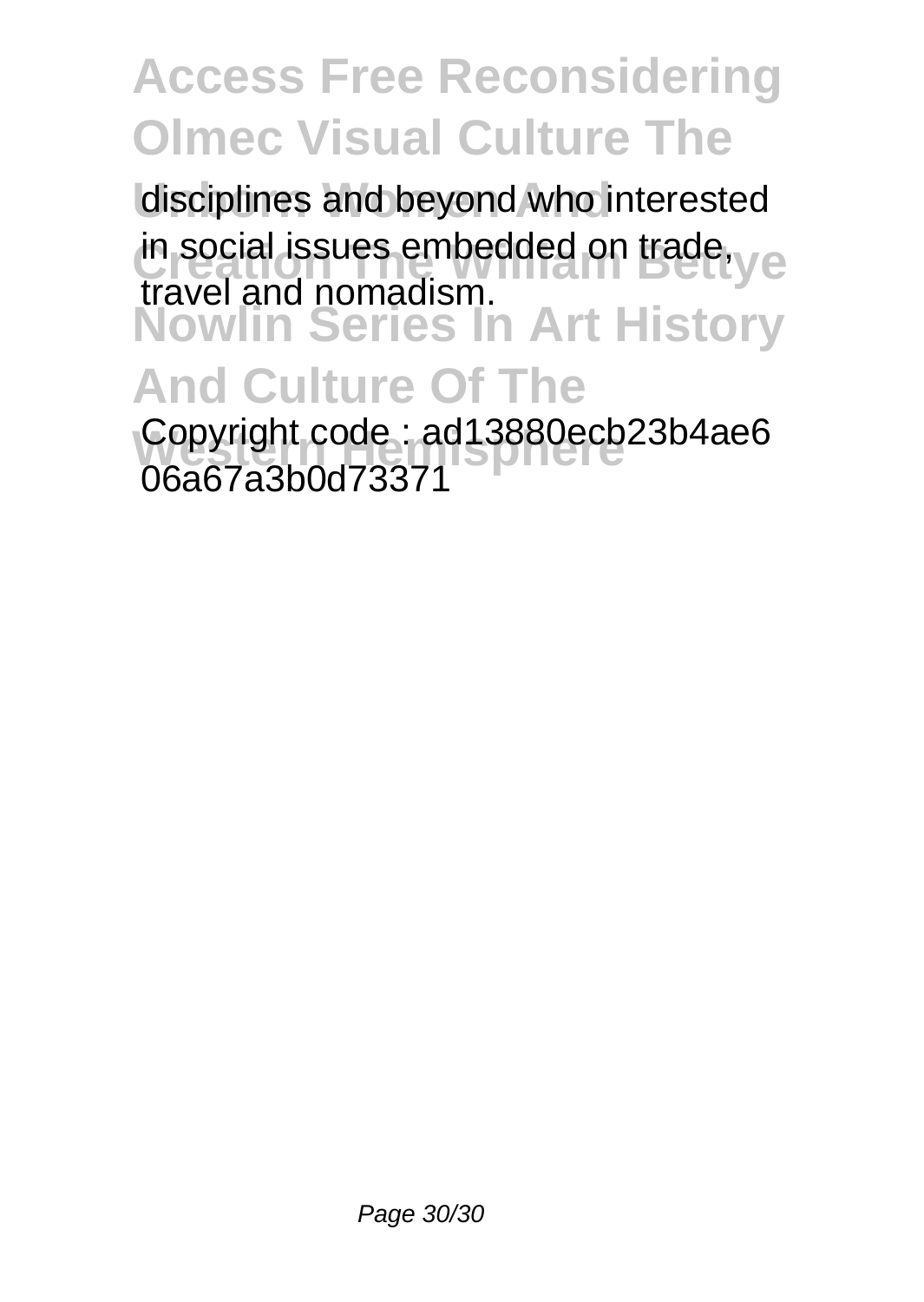disciplines and beyond who interested in social issues embedded on trade, travel and nomadism.

Copyright code : ad13880ecb23b4ae606a67a3b0d73371